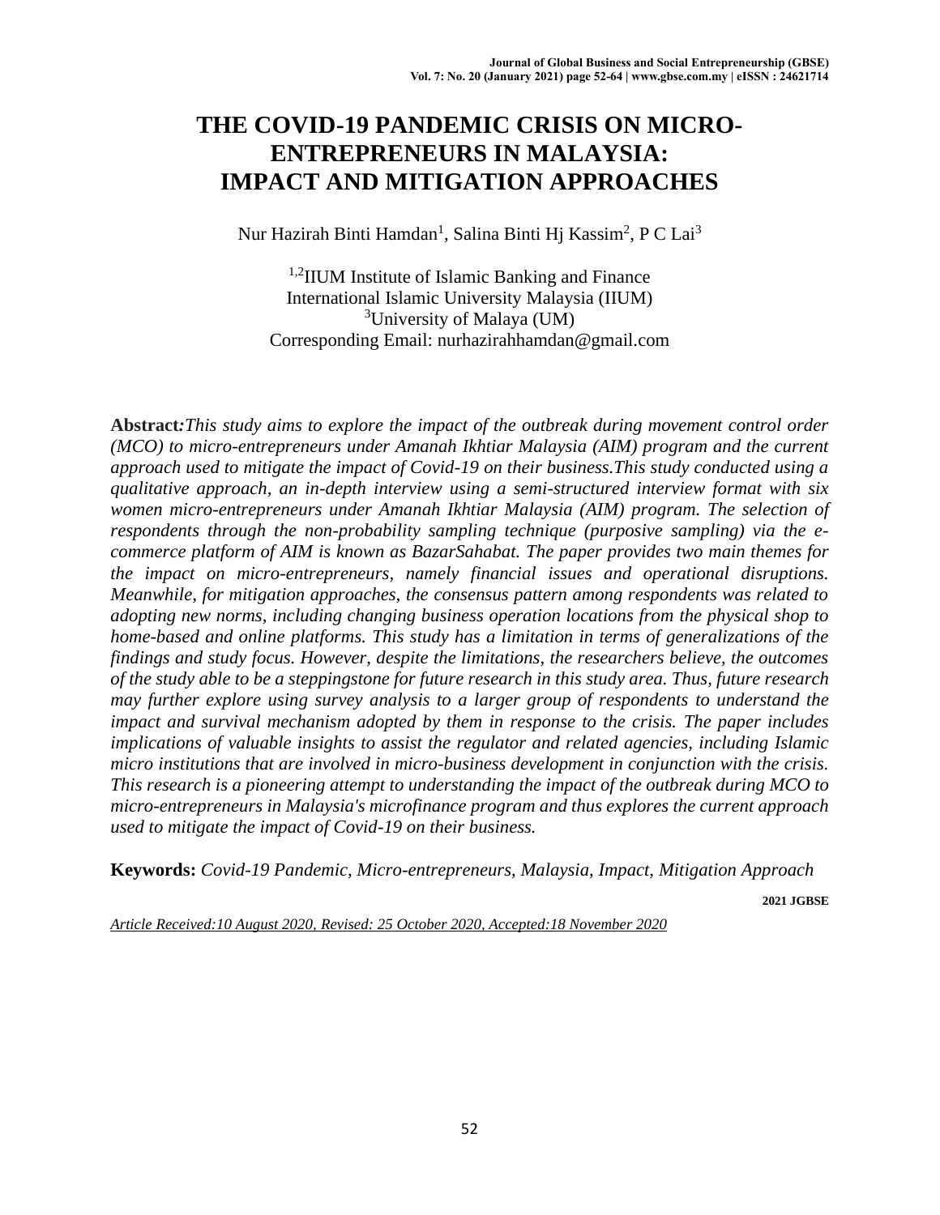# THE COVID-19 PANDEMIC CRISIS ON MICRO-ENTREPRENEURS IN MALAYSIA: IMPACT AND MITIGATION APPROACHES

Nur Hazirah Binti Hamdan[1], Salina Binti Hj Kassim[2], P C Lai[3]

[1,2]IIUM Institute of Islamic Banking and Finance
International Islamic University Malaysia (IIUM)
[3]University of Malaya (UM)
Corresponding Email: nurhazirahhamdan@gmail.com

**Abstract:** *This study aims to explore the impact of the outbreak during movement control order (MCO) to micro-entrepreneurs under Amanah Ikhtiar Malaysia (AIM) program and the current approach used to mitigate the impact of Covid-19 on their business.This study conducted using a qualitative approach, an in-depth interview using a semi-structured interview format with six women micro-entrepreneurs under Amanah Ikhtiar Malaysia (AIM) program. The selection of respondents through the non-probability sampling technique (purposive sampling) via the e-commerce platform of AIM is known as BazarSahabat. The paper provides two main themes for the impact on micro-entrepreneurs, namely financial issues and operational disruptions. Meanwhile, for mitigation approaches, the consensus pattern among respondents was related to adopting new norms, including changing business operation locations from the physical shop to home-based and online platforms. This study has a limitation in terms of generalizations of the findings and study focus. However, despite the limitations, the researchers believe, the outcomes of the study able to be a steppingstone for future research in this study area. Thus, future research may further explore using survey analysis to a larger group of respondents to understand the impact and survival mechanism adopted by them in response to the crisis. The paper includes implications of valuable insights to assist the regulator and related agencies, including Islamic micro institutions that are involved in micro-business development in conjunction with the crisis. This research is a pioneering attempt to understanding the impact of the outbreak during MCO to micro-entrepreneurs in Malaysia's microfinance program and thus explores the current approach used to mitigate the impact of Covid-19 on their business.*

**Keywords:** *Covid-19 Pandemic, Micro-entrepreneurs, Malaysia, Impact, Mitigation Approach*

**2021 JGBSE**

*Article Received:10 August 2020, Revised: 25 October 2020, Accepted:18 November 2020*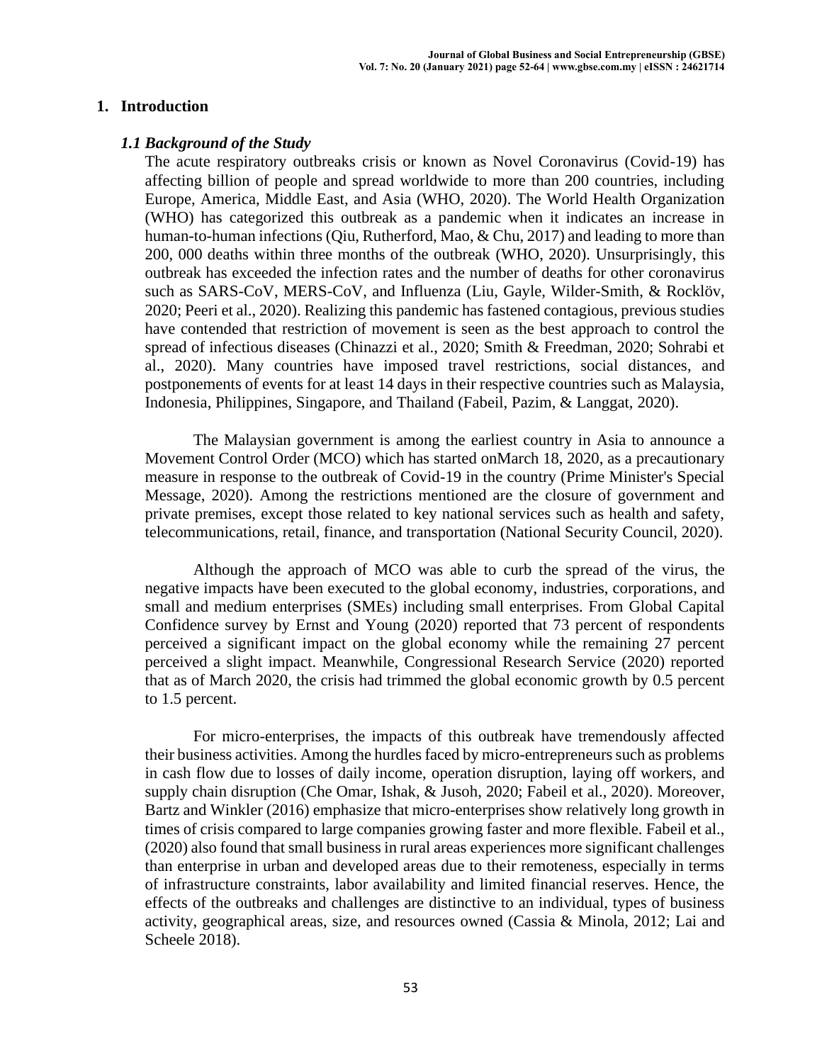## 1. Introduction

### *1.1 Background of the Study*

The acute respiratory outbreaks crisis or known as Novel Coronavirus (Covid-19) has affecting billion of people and spread worldwide to more than 200 countries, including Europe, America, Middle East, and Asia (WHO, 2020). The World Health Organization (WHO) has categorized this outbreak as a pandemic when it indicates an increase in human-to-human infections (Qiu, Rutherford, Mao, & Chu, 2017) and leading to more than 200, 000 deaths within three months of the outbreak (WHO, 2020). Unsurprisingly, this outbreak has exceeded the infection rates and the number of deaths for other coronavirus such as SARS-CoV, MERS-CoV, and Influenza (Liu, Gayle, Wilder-Smith, & Rocklöv, 2020; Peeri et al., 2020). Realizing this pandemic has fastened contagious, previous studies have contended that restriction of movement is seen as the best approach to control the spread of infectious diseases (Chinazzi et al., 2020; Smith & Freedman, 2020; Sohrabi et al., 2020). Many countries have imposed travel restrictions, social distances, and postponements of events for at least 14 days in their respective countries such as Malaysia, Indonesia, Philippines, Singapore, and Thailand (Fabeil, Pazim, & Langgat, 2020).

The Malaysian government is among the earliest country in Asia to announce a Movement Control Order (MCO) which has started onMarch 18, 2020, as a precautionary measure in response to the outbreak of Covid-19 in the country (Prime Minister's Special Message, 2020). Among the restrictions mentioned are the closure of government and private premises, except those related to key national services such as health and safety, telecommunications, retail, finance, and transportation (National Security Council, 2020).

Although the approach of MCO was able to curb the spread of the virus, the negative impacts have been executed to the global economy, industries, corporations, and small and medium enterprises (SMEs) including small enterprises. From Global Capital Confidence survey by Ernst and Young (2020) reported that 73 percent of respondents perceived a significant impact on the global economy while the remaining 27 percent perceived a slight impact. Meanwhile, Congressional Research Service (2020) reported that as of March 2020, the crisis had trimmed the global economic growth by 0.5 percent to 1.5 percent.

For micro-enterprises, the impacts of this outbreak have tremendously affected their business activities. Among the hurdles faced by micro-entrepreneurs such as problems in cash flow due to losses of daily income, operation disruption, laying off workers, and supply chain disruption (Che Omar, Ishak, & Jusoh, 2020; Fabeil et al., 2020). Moreover, Bartz and Winkler (2016) emphasize that micro-enterprises show relatively long growth in times of crisis compared to large companies growing faster and more flexible. Fabeil et al., (2020) also found that small business in rural areas experiences more significant challenges than enterprise in urban and developed areas due to their remoteness, especially in terms of infrastructure constraints, labor availability and limited financial reserves. Hence, the effects of the outbreaks and challenges are distinctive to an individual, types of business activity, geographical areas, size, and resources owned (Cassia & Minola, 2012; Lai and Scheele 2018).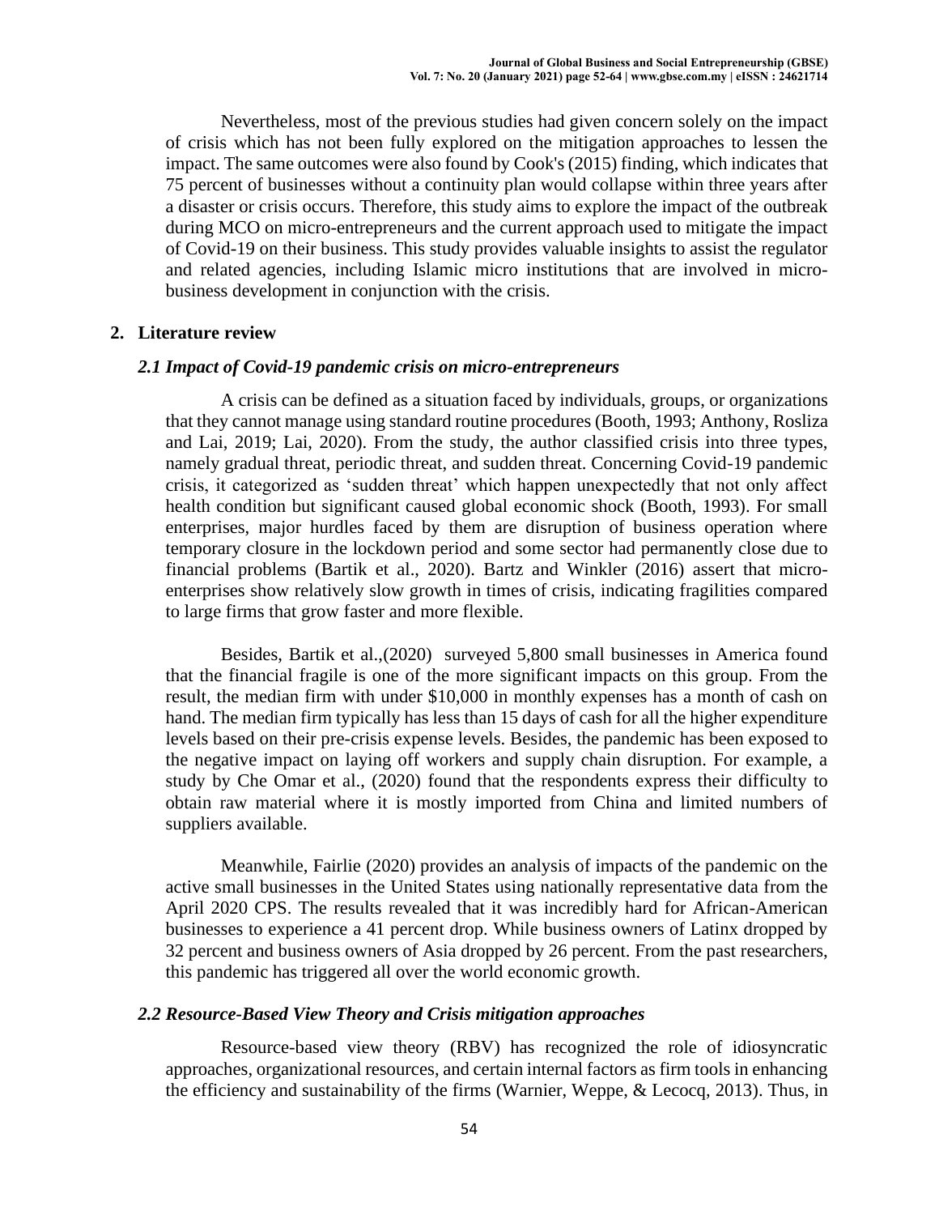Nevertheless, most of the previous studies had given concern solely on the impact of crisis which has not been fully explored on the mitigation approaches to lessen the impact. The same outcomes were also found by Cook's (2015) finding, which indicates that 75 percent of businesses without a continuity plan would collapse within three years after a disaster or crisis occurs. Therefore, this study aims to explore the impact of the outbreak during MCO on micro-entrepreneurs and the current approach used to mitigate the impact of Covid-19 on their business. This study provides valuable insights to assist the regulator and related agencies, including Islamic micro institutions that are involved in micro-business development in conjunction with the crisis.

## 2. Literature review

### *2.1 Impact of Covid-19 pandemic crisis on micro-entrepreneurs*

A crisis can be defined as a situation faced by individuals, groups, or organizations that they cannot manage using standard routine procedures (Booth, 1993; Anthony, Rosliza and Lai, 2019; Lai, 2020). From the study, the author classified crisis into three types, namely gradual threat, periodic threat, and sudden threat. Concerning Covid-19 pandemic crisis, it categorized as 'sudden threat' which happen unexpectedly that not only affect health condition but significant caused global economic shock (Booth, 1993). For small enterprises, major hurdles faced by them are disruption of business operation where temporary closure in the lockdown period and some sector had permanently close due to financial problems (Bartik et al., 2020). Bartz and Winkler (2016) assert that micro-enterprises show relatively slow growth in times of crisis, indicating fragilities compared to large firms that grow faster and more flexible.

Besides, Bartik et al.,(2020) surveyed 5,800 small businesses in America found that the financial fragile is one of the more significant impacts on this group. From the result, the median firm with under $10,000 in monthly expenses has a month of cash on hand. The median firm typically has less than 15 days of cash for all the higher expenditure levels based on their pre-crisis expense levels. Besides, the pandemic has been exposed to the negative impact on laying off workers and supply chain disruption. For example, a study by Che Omar et al., (2020) found that the respondents express their difficulty to obtain raw material where it is mostly imported from China and limited numbers of suppliers available.

Meanwhile, Fairlie (2020) provides an analysis of impacts of the pandemic on the active small businesses in the United States using nationally representative data from the April 2020 CPS. The results revealed that it was incredibly hard for African-American businesses to experience a 41 percent drop. While business owners of Latinx dropped by 32 percent and business owners of Asia dropped by 26 percent. From the past researchers, this pandemic has triggered all over the world economic growth.

### *2.2 Resource-Based View Theory and Crisis mitigation approaches*

Resource-based view theory (RBV) has recognized the role of idiosyncratic approaches, organizational resources, and certain internal factors as firm tools in enhancing the efficiency and sustainability of the firms (Warnier, Weppe, & Lecocq, 2013). Thus, in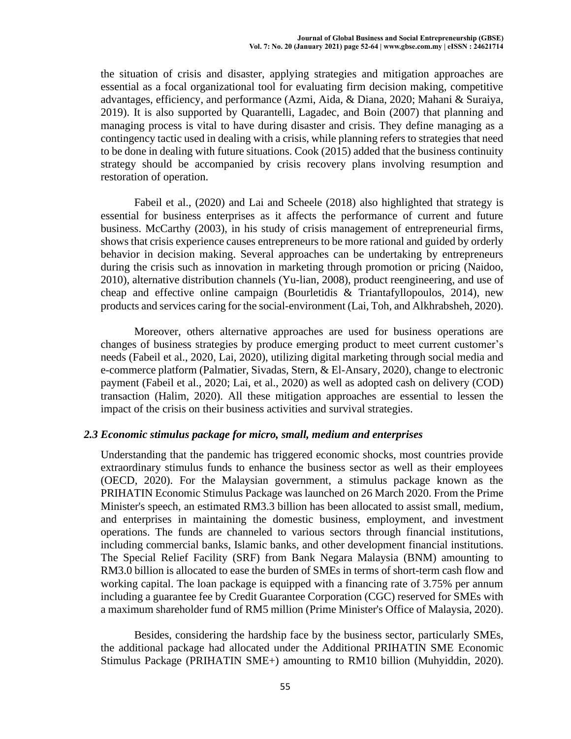the situation of crisis and disaster, applying strategies and mitigation approaches are essential as a focal organizational tool for evaluating firm decision making, competitive advantages, efficiency, and performance (Azmi, Aida, & Diana, 2020; Mahani & Suraiya, 2019). It is also supported by Quarantelli, Lagadec, and Boin (2007) that planning and managing process is vital to have during disaster and crisis. They define managing as a contingency tactic used in dealing with a crisis, while planning refers to strategies that need to be done in dealing with future situations. Cook (2015) added that the business continuity strategy should be accompanied by crisis recovery plans involving resumption and restoration of operation.

Fabeil et al., (2020) and Lai and Scheele (2018) also highlighted that strategy is essential for business enterprises as it affects the performance of current and future business. McCarthy (2003), in his study of crisis management of entrepreneurial firms, shows that crisis experience causes entrepreneurs to be more rational and guided by orderly behavior in decision making. Several approaches can be undertaking by entrepreneurs during the crisis such as innovation in marketing through promotion or pricing (Naidoo, 2010), alternative distribution channels (Yu-lian, 2008), product reengineering, and use of cheap and effective online campaign (Bourletidis & Triantafyllopoulos, 2014), new products and services caring for the social-environment (Lai, Toh, and Alkhrabsheh, 2020).

Moreover, others alternative approaches are used for business operations are changes of business strategies by produce emerging product to meet current customer's needs (Fabeil et al., 2020, Lai, 2020), utilizing digital marketing through social media and e-commerce platform (Palmatier, Sivadas, Stern, & El-Ansary, 2020), change to electronic payment (Fabeil et al., 2020; Lai, et al., 2020) as well as adopted cash on delivery (COD) transaction (Halim, 2020). All these mitigation approaches are essential to lessen the impact of the crisis on their business activities and survival strategies.

### *2.3 Economic stimulus package for micro, small, medium and enterprises*

Understanding that the pandemic has triggered economic shocks, most countries provide extraordinary stimulus funds to enhance the business sector as well as their employees (OECD, 2020). For the Malaysian government, a stimulus package known as the PRIHATIN Economic Stimulus Package was launched on 26 March 2020. From the Prime Minister's speech, an estimated RM3.3 billion has been allocated to assist small, medium, and enterprises in maintaining the domestic business, employment, and investment operations. The funds are channeled to various sectors through financial institutions, including commercial banks, Islamic banks, and other development financial institutions. The Special Relief Facility (SRF) from Bank Negara Malaysia (BNM) amounting to RM3.0 billion is allocated to ease the burden of SMEs in terms of short-term cash flow and working capital. The loan package is equipped with a financing rate of 3.75% per annum including a guarantee fee by Credit Guarantee Corporation (CGC) reserved for SMEs with a maximum shareholder fund of RM5 million (Prime Minister's Office of Malaysia, 2020).

Besides, considering the hardship face by the business sector, particularly SMEs, the additional package had allocated under the Additional PRIHATIN SME Economic Stimulus Package (PRIHATIN SME+) amounting to RM10 billion (Muhyiddin, 2020).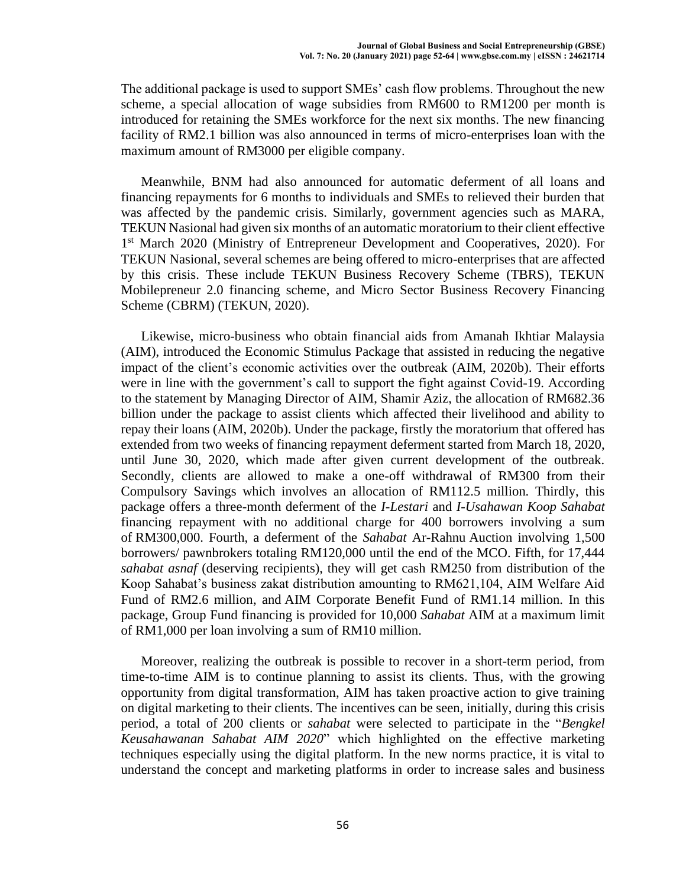The additional package is used to support SMEs' cash flow problems. Throughout the new scheme, a special allocation of wage subsidies from RM600 to RM1200 per month is introduced for retaining the SMEs workforce for the next six months. The new financing facility of RM2.1 billion was also announced in terms of micro-enterprises loan with the maximum amount of RM3000 per eligible company.

Meanwhile, BNM had also announced for automatic deferment of all loans and financing repayments for 6 months to individuals and SMEs to relieved their burden that was affected by the pandemic crisis. Similarly, government agencies such as MARA, TEKUN Nasional had given six months of an automatic moratorium to their client effective 1st March 2020 (Ministry of Entrepreneur Development and Cooperatives, 2020). For TEKUN Nasional, several schemes are being offered to micro-enterprises that are affected by this crisis. These include TEKUN Business Recovery Scheme (TBRS), TEKUN Mobilepreneur 2.0 financing scheme, and Micro Sector Business Recovery Financing Scheme (CBRM) (TEKUN, 2020).

Likewise, micro-business who obtain financial aids from Amanah Ikhtiar Malaysia (AIM), introduced the Economic Stimulus Package that assisted in reducing the negative impact of the client's economic activities over the outbreak (AIM, 2020b). Their efforts were in line with the government's call to support the fight against Covid-19. According to the statement by Managing Director of AIM, Shamir Aziz, the allocation of RM682.36 billion under the package to assist clients which affected their livelihood and ability to repay their loans (AIM, 2020b). Under the package, firstly the moratorium that offered has extended from two weeks of financing repayment deferment started from March 18, 2020, until June 30, 2020, which made after given current development of the outbreak. Secondly, clients are allowed to make a one-off withdrawal of RM300 from their Compulsory Savings which involves an allocation of RM112.5 million. Thirdly, this package offers a three-month deferment of the *I-Lestari* and *I-Usahawan Koop Sahabat* financing repayment with no additional charge for 400 borrowers involving a sum of RM300,000. Fourth, a deferment of the *Sahabat* Ar-Rahnu Auction involving 1,500 borrowers/ pawnbrokers totaling RM120,000 until the end of the MCO. Fifth, for 17,444 *sahabat asnaf* (deserving recipients), they will get cash RM250 from distribution of the Koop Sahabat's business zakat distribution amounting to RM621,104, AIM Welfare Aid Fund of RM2.6 million, and AIM Corporate Benefit Fund of RM1.14 million. In this package, Group Fund financing is provided for 10,000 *Sahabat* AIM at a maximum limit of RM1,000 per loan involving a sum of RM10 million.

Moreover, realizing the outbreak is possible to recover in a short-term period, from time-to-time AIM is to continue planning to assist its clients. Thus, with the growing opportunity from digital transformation, AIM has taken proactive action to give training on digital marketing to their clients. The incentives can be seen, initially, during this crisis period, a total of 200 clients or *sahabat* were selected to participate in the "*Bengkel Keusahawanan Sahabat AIM 2020*" which highlighted on the effective marketing techniques especially using the digital platform. In the new norms practice, it is vital to understand the concept and marketing platforms in order to increase sales and business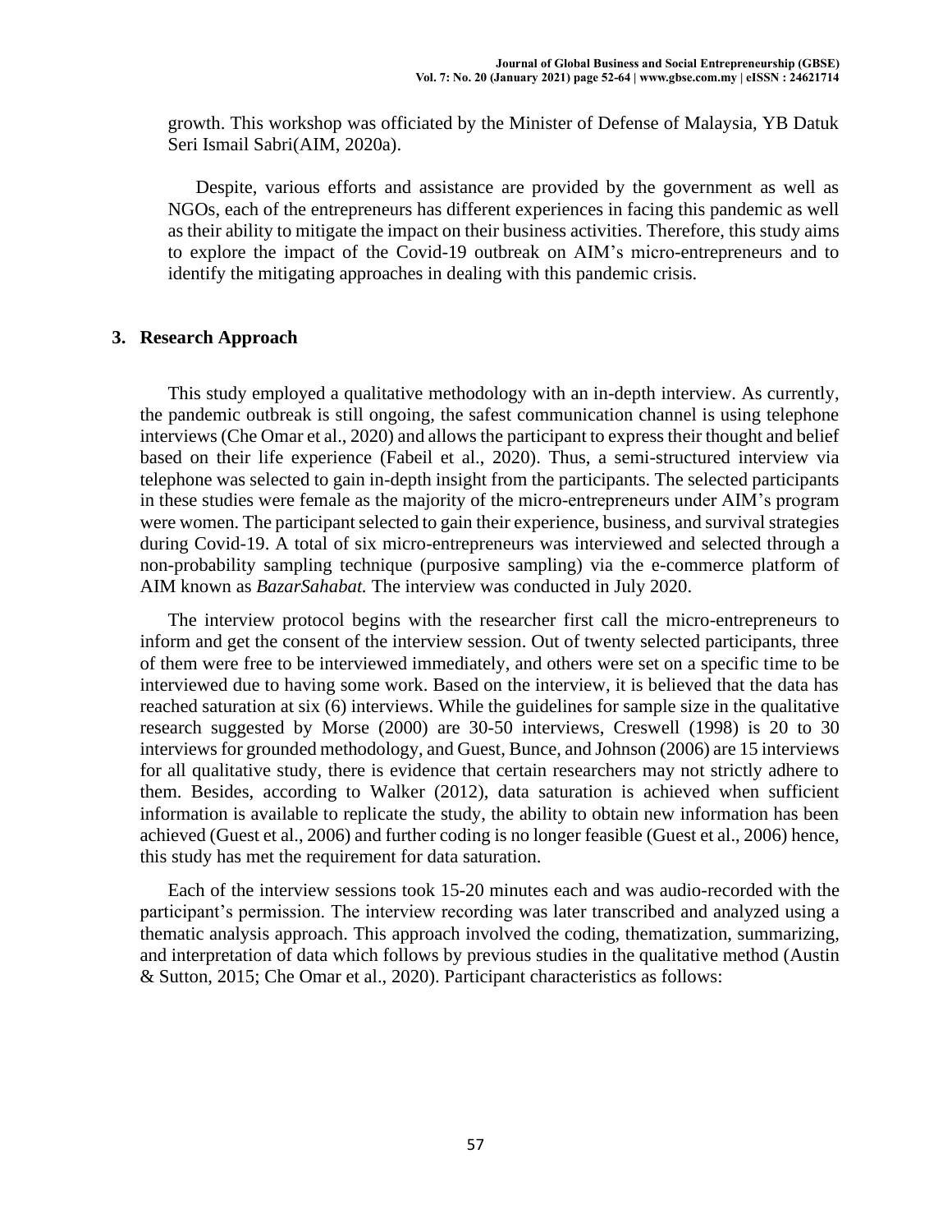growth. This workshop was officiated by the Minister of Defense of Malaysia, YB Datuk Seri Ismail Sabri(AIM, 2020a).

Despite, various efforts and assistance are provided by the government as well as NGOs, each of the entrepreneurs has different experiences in facing this pandemic as well as their ability to mitigate the impact on their business activities. Therefore, this study aims to explore the impact of the Covid-19 outbreak on AIM's micro-entrepreneurs and to identify the mitigating approaches in dealing with this pandemic crisis.

## 3. Research Approach

This study employed a qualitative methodology with an in-depth interview. As currently, the pandemic outbreak is still ongoing, the safest communication channel is using telephone interviews (Che Omar et al., 2020) and allows the participant to express their thought and belief based on their life experience (Fabeil et al., 2020). Thus, a semi-structured interview via telephone was selected to gain in-depth insight from the participants. The selected participants in these studies were female as the majority of the micro-entrepreneurs under AIM's program were women. The participant selected to gain their experience, business, and survival strategies during Covid-19. A total of six micro-entrepreneurs was interviewed and selected through a non-probability sampling technique (purposive sampling) via the e-commerce platform of AIM known as *BazarSahabat.* The interview was conducted in July 2020.

The interview protocol begins with the researcher first call the micro-entrepreneurs to inform and get the consent of the interview session. Out of twenty selected participants, three of them were free to be interviewed immediately, and others were set on a specific time to be interviewed due to having some work. Based on the interview, it is believed that the data has reached saturation at six (6) interviews. While the guidelines for sample size in the qualitative research suggested by Morse (2000) are 30-50 interviews, Creswell (1998) is 20 to 30 interviews for grounded methodology, and Guest, Bunce, and Johnson (2006) are 15 interviews for all qualitative study, there is evidence that certain researchers may not strictly adhere to them. Besides, according to Walker (2012), data saturation is achieved when sufficient information is available to replicate the study, the ability to obtain new information has been achieved (Guest et al., 2006) and further coding is no longer feasible (Guest et al., 2006) hence, this study has met the requirement for data saturation.

Each of the interview sessions took 15-20 minutes each and was audio-recorded with the participant's permission. The interview recording was later transcribed and analyzed using a thematic analysis approach. This approach involved the coding, thematization, summarizing, and interpretation of data which follows by previous studies in the qualitative method (Austin & Sutton, 2015; Che Omar et al., 2020). Participant characteristics as follows: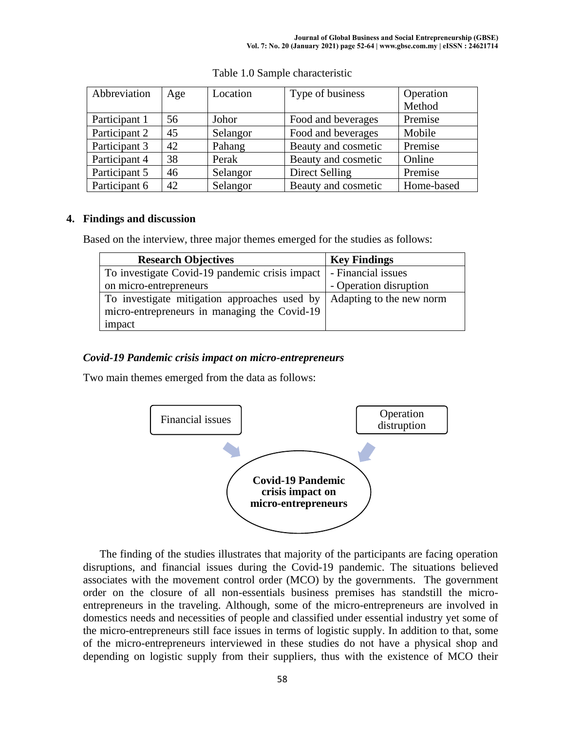Table 1.0 Sample characteristic

| Abbreviation | Age | Location | Type of business | Operation Method |
|---|---|---|---|---|
| Participant 1 | 56 | Johor | Food and beverages | Premise |
| Participant 2 | 45 | Selangor | Food and beverages | Mobile |
| Participant 3 | 42 | Pahang | Beauty and cosmetic | Premise |
| Participant 4 | 38 | Perak | Beauty and cosmetic | Online |
| Participant 5 | 46 | Selangor | Direct Selling | Premise |
| Participant 6 | 42 | Selangor | Beauty and cosmetic | Home-based |

## 4. Findings and discussion

Based on the interview, three major themes emerged for the studies as follows:

| Research Objectives | Key Findings |
|---|---|
| To investigate Covid-19 pandemic crisis impact on micro-entrepreneurs | - Financial issues<br>- Operation disruption |
| To investigate mitigation approaches used by micro-entrepreneurs in managing the Covid-19 impact | Adapting to the new norm |

### *Covid-19 Pandemic crisis impact on micro-entrepreneurs*

Two main themes emerged from the data as follows:

Financial issues → **Covid-19 Pandemic crisis impact on micro-entrepreneurs** ← Operation distruption

The finding of the studies illustrates that majority of the participants are facing operation disruptions, and financial issues during the Covid-19 pandemic. The situations believed associates with the movement control order (MCO) by the governments. The government order on the closure of all non-essentials business premises has standstill the micro-entrepreneurs in the traveling. Although, some of the micro-entrepreneurs are involved in domestics needs and necessities of people and classified under essential industry yet some of the micro-entrepreneurs still face issues in terms of logistic supply. In addition to that, some of the micro-entrepreneurs interviewed in these studies do not have a physical shop and depending on logistic supply from their suppliers, thus with the existence of MCO their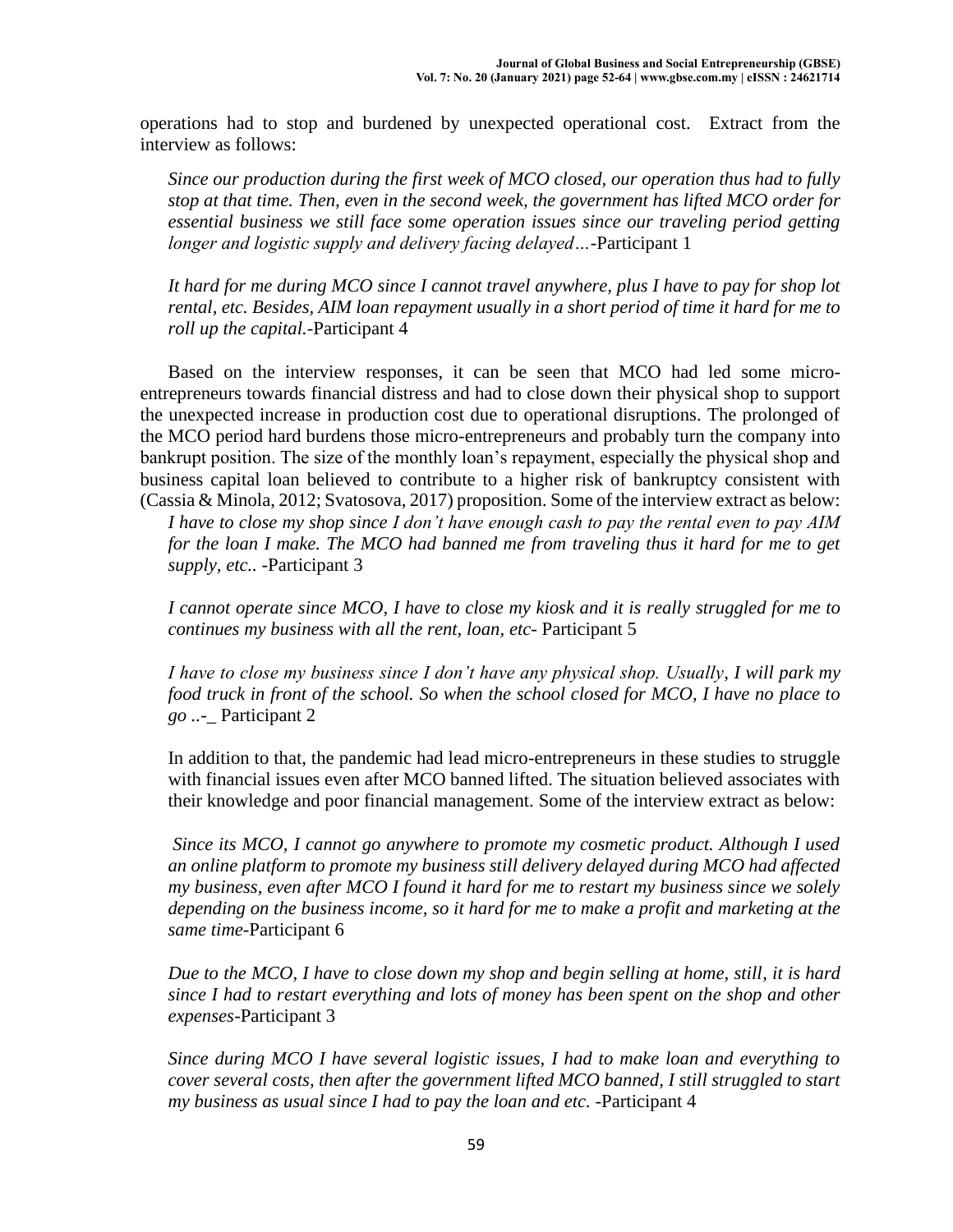operations had to stop and burdened by unexpected operational cost. Extract from the interview as follows:

*Since our production during the first week of MCO closed, our operation thus had to fully stop at that time. Then, even in the second week, the government has lifted MCO order for essential business we still face some operation issues since our traveling period getting longer and logistic supply and delivery facing delayed…*-Participant 1

*It hard for me during MCO since I cannot travel anywhere, plus I have to pay for shop lot rental, etc. Besides, AIM loan repayment usually in a short period of time it hard for me to roll up the capital.*-Participant 4

Based on the interview responses, it can be seen that MCO had led some micro-entrepreneurs towards financial distress and had to close down their physical shop to support the unexpected increase in production cost due to operational disruptions. The prolonged of the MCO period hard burdens those micro-entrepreneurs and probably turn the company into bankrupt position. The size of the monthly loan's repayment, especially the physical shop and business capital loan believed to contribute to a higher risk of bankruptcy consistent with (Cassia & Minola, 2012; Svatosova, 2017) proposition. Some of the interview extract as below:

*I have to close my shop since I don't have enough cash to pay the rental even to pay AIM for the loan I make. The MCO had banned me from traveling thus it hard for me to get supply, etc..* -Participant 3

*I cannot operate since MCO, I have to close my kiosk and it is really struggled for me to continues my business with all the rent, loan, etc*- Participant 5

*I have to close my business since I don't have any physical shop. Usually, I will park my food truck in front of the school. So when the school closed for MCO, I have no place to go ..*-_ Participant 2

In addition to that, the pandemic had lead micro-entrepreneurs in these studies to struggle with financial issues even after MCO banned lifted. The situation believed associates with their knowledge and poor financial management. Some of the interview extract as below:

*Since its MCO, I cannot go anywhere to promote my cosmetic product. Although I used an online platform to promote my business still delivery delayed during MCO had affected my business, even after MCO I found it hard for me to restart my business since we solely depending on the business income, so it hard for me to make a profit and marketing at the same time*-Participant 6

*Due to the MCO, I have to close down my shop and begin selling at home, still, it is hard since I had to restart everything and lots of money has been spent on the shop and other expenses*-Participant 3

*Since during MCO I have several logistic issues, I had to make loan and everything to cover several costs, then after the government lifted MCO banned, I still struggled to start my business as usual since I had to pay the loan and etc.* -Participant 4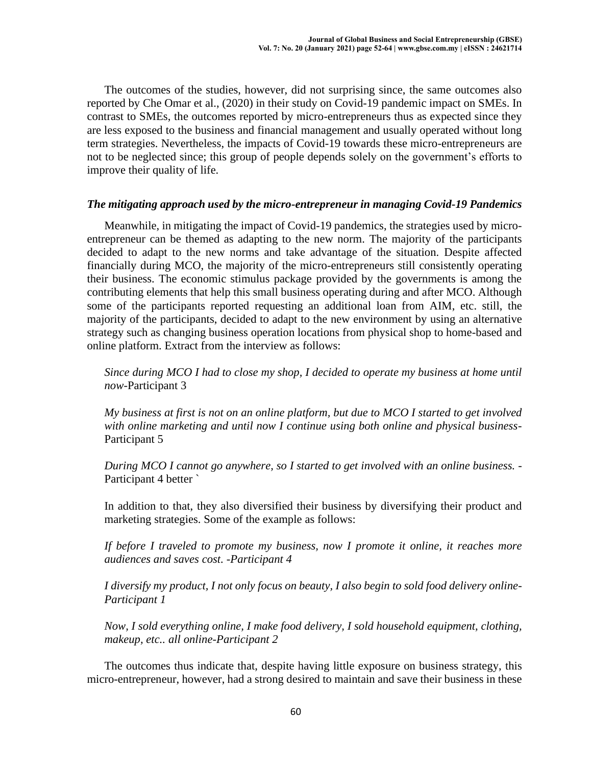The outcomes of the studies, however, did not surprising since, the same outcomes also reported by Che Omar et al., (2020) in their study on Covid-19 pandemic impact on SMEs. In contrast to SMEs, the outcomes reported by micro-entrepreneurs thus as expected since they are less exposed to the business and financial management and usually operated without long term strategies. Nevertheless, the impacts of Covid-19 towards these micro-entrepreneurs are not to be neglected since; this group of people depends solely on the government's efforts to improve their quality of life.

### *The mitigating approach used by the micro-entrepreneur in managing Covid-19 Pandemics*

Meanwhile, in mitigating the impact of Covid-19 pandemics, the strategies used by micro-entrepreneur can be themed as adapting to the new norm. The majority of the participants decided to adapt to the new norms and take advantage of the situation. Despite affected financially during MCO, the majority of the micro-entrepreneurs still consistently operating their business. The economic stimulus package provided by the governments is among the contributing elements that help this small business operating during and after MCO. Although some of the participants reported requesting an additional loan from AIM, etc. still, the majority of the participants, decided to adapt to the new environment by using an alternative strategy such as changing business operation locations from physical shop to home-based and online platform. Extract from the interview as follows:

> *Since during MCO I had to close my shop, I decided to operate my business at home until now*-Participant 3
>
> *My business at first is not on an online platform, but due to MCO I started to get involved with online marketing and until now I continue using both online and physical business*-Participant 5
>
> *During MCO I cannot go anywhere, so I started to get involved with an online business.* -Participant 4 better `
>
> In addition to that, they also diversified their business by diversifying their product and marketing strategies. Some of the example as follows:
>
> *If before I traveled to promote my business, now I promote it online, it reaches more audiences and saves cost. -Participant 4*
>
> *I diversify my product, I not only focus on beauty, I also begin to sold food delivery online-Participant 1*
>
> *Now, I sold everything online, I make food delivery, I sold household equipment, clothing, makeup, etc.. all online-Participant 2*

The outcomes thus indicate that, despite having little exposure on business strategy, this micro-entrepreneur, however, had a strong desired to maintain and save their business in these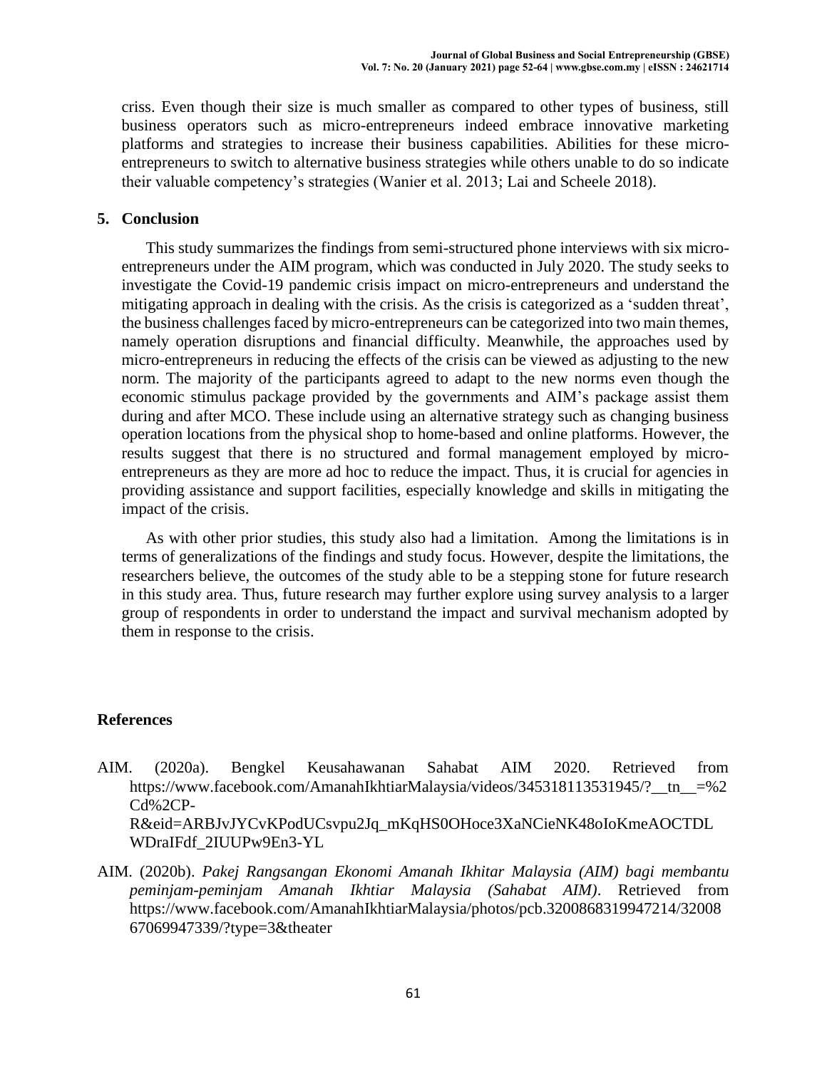criss. Even though their size is much smaller as compared to other types of business, still business operators such as micro-entrepreneurs indeed embrace innovative marketing platforms and strategies to increase their business capabilities. Abilities for these micro-entrepreneurs to switch to alternative business strategies while others unable to do so indicate their valuable competency's strategies (Wanier et al. 2013; Lai and Scheele 2018).

## 5. Conclusion

This study summarizes the findings from semi-structured phone interviews with six micro-entrepreneurs under the AIM program, which was conducted in July 2020. The study seeks to investigate the Covid-19 pandemic crisis impact on micro-entrepreneurs and understand the mitigating approach in dealing with the crisis. As the crisis is categorized as a 'sudden threat', the business challenges faced by micro-entrepreneurs can be categorized into two main themes, namely operation disruptions and financial difficulty. Meanwhile, the approaches used by micro-entrepreneurs in reducing the effects of the crisis can be viewed as adjusting to the new norm. The majority of the participants agreed to adapt to the new norms even though the economic stimulus package provided by the governments and AIM's package assist them during and after MCO. These include using an alternative strategy such as changing business operation locations from the physical shop to home-based and online platforms. However, the results suggest that there is no structured and formal management employed by micro-entrepreneurs as they are more ad hoc to reduce the impact. Thus, it is crucial for agencies in providing assistance and support facilities, especially knowledge and skills in mitigating the impact of the crisis.

As with other prior studies, this study also had a limitation. Among the limitations is in terms of generalizations of the findings and study focus. However, despite the limitations, the researchers believe, the outcomes of the study able to be a stepping stone for future research in this study area. Thus, future research may further explore using survey analysis to a larger group of respondents in order to understand the impact and survival mechanism adopted by them in response to the crisis.

## References

AIM. (2020a). Bengkel Keusahawanan Sahabat AIM 2020. Retrieved from https://www.facebook.com/AmanahIkhtiarMalaysia/videos/345318113531945/?__tn__=%2Cd%2CP-R&eid=ARBJvJYCvKPodUCsvpu2Jq_mKqHS0OHoce3XaNCieNK48oIoKmeAOCTDLWDraIFdf_2IUUPw9En3-YL

AIM. (2020b). *Pakej Rangsangan Ekonomi Amanah Ikhitar Malaysia (AIM) bagi membantu peminjam-peminjam Amanah Ikhtiar Malaysia (Sahabat AIM)*. Retrieved from https://www.facebook.com/AmanahIkhtiarMalaysia/photos/pcb.3200868319947214/3200867069947339/?type=3&theater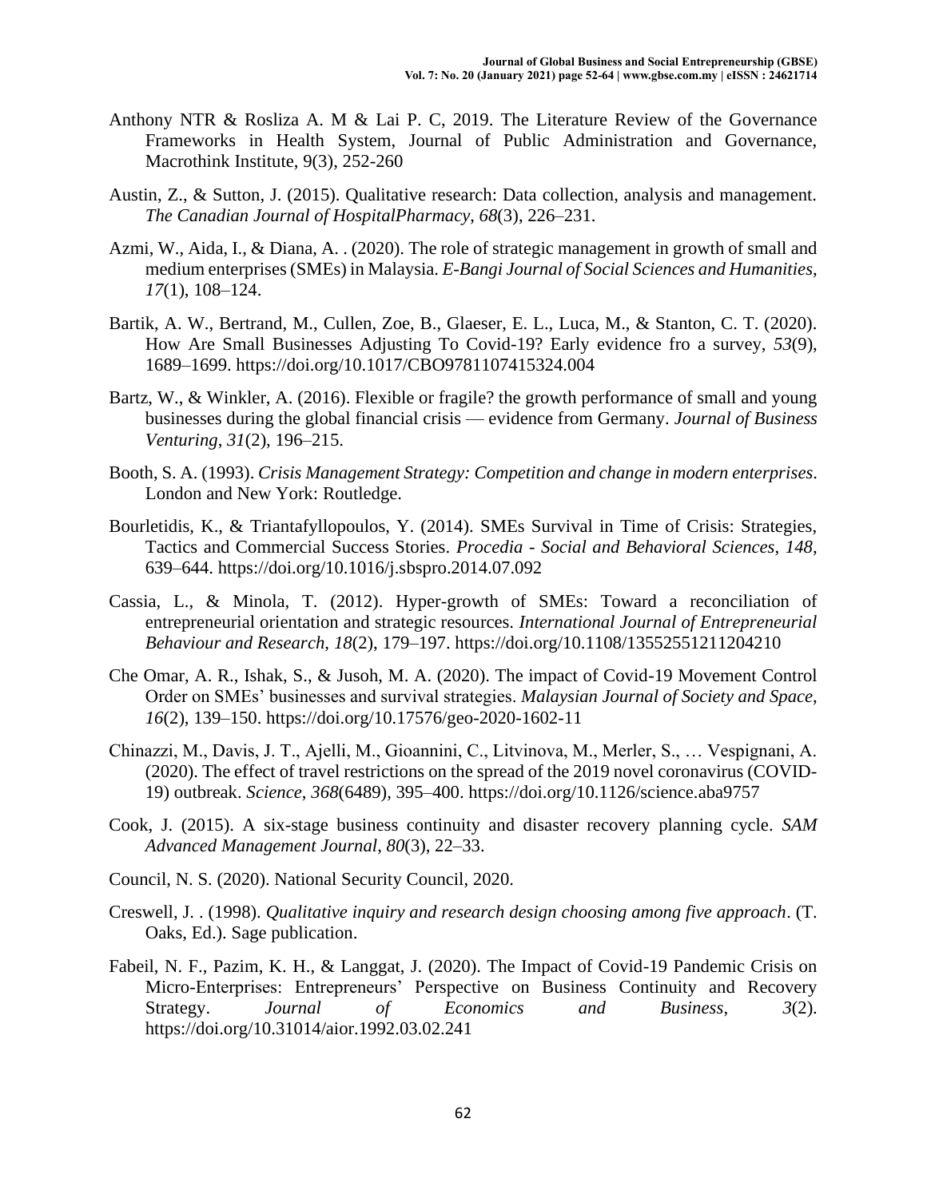Anthony NTR & Rosliza A. M & Lai P. C, 2019. The Literature Review of the Governance Frameworks in Health System, Journal of Public Administration and Governance, Macrothink Institute, 9(3), 252-260

Austin, Z., & Sutton, J. (2015). Qualitative research: Data collection, analysis and management. *The Canadian Journal of HospitalPharmacy*, *68*(3), 226–231.

Azmi, W., Aida, I., & Diana, A. . (2020). The role of strategic management in growth of small and medium enterprises (SMEs) in Malaysia. *E-Bangi Journal of Social Sciences and Humanities*, *17*(1), 108–124.

Bartik, A. W., Bertrand, M., Cullen, Zoe, B., Glaeser, E. L., Luca, M., & Stanton, C. T. (2020). How Are Small Businesses Adjusting To Covid-19? Early evidence fro a survey, *53*(9), 1689–1699. https://doi.org/10.1017/CBO9781107415324.004

Bartz, W., & Winkler, A. (2016). Flexible or fragile? the growth performance of small and young businesses during the global financial crisis — evidence from Germany. *Journal of Business Venturing*, *31*(2), 196–215.

Booth, S. A. (1993). *Crisis Management Strategy: Competition and change in modern enterprises*. London and New York: Routledge.

Bourletidis, K., & Triantafyllopoulos, Y. (2014). SMEs Survival in Time of Crisis: Strategies, Tactics and Commercial Success Stories. *Procedia - Social and Behavioral Sciences*, *148*, 639–644. https://doi.org/10.1016/j.sbspro.2014.07.092

Cassia, L., & Minola, T. (2012). Hyper-growth of SMEs: Toward a reconciliation of entrepreneurial orientation and strategic resources. *International Journal of Entrepreneurial Behaviour and Research*, *18*(2), 179–197. https://doi.org/10.1108/13552551211204210

Che Omar, A. R., Ishak, S., & Jusoh, M. A. (2020). The impact of Covid-19 Movement Control Order on SMEs' businesses and survival strategies. *Malaysian Journal of Society and Space*, *16*(2), 139–150. https://doi.org/10.17576/geo-2020-1602-11

Chinazzi, M., Davis, J. T., Ajelli, M., Gioannini, C., Litvinova, M., Merler, S., … Vespignani, A. (2020). The effect of travel restrictions on the spread of the 2019 novel coronavirus (COVID-19) outbreak. *Science*, *368*(6489), 395–400. https://doi.org/10.1126/science.aba9757

Cook, J. (2015). A six-stage business continuity and disaster recovery planning cycle. *SAM Advanced Management Journal*, *80*(3), 22–33.

Council, N. S. (2020). National Security Council, 2020.

Creswell, J. . (1998). *Qualitative inquiry and research design choosing among five approach*. (T. Oaks, Ed.). Sage publication.

Fabeil, N. F., Pazim, K. H., & Langgat, J. (2020). The Impact of Covid-19 Pandemic Crisis on Micro-Enterprises: Entrepreneurs' Perspective on Business Continuity and Recovery Strategy. *Journal of Economics and Business*, *3*(2). https://doi.org/10.31014/aior.1992.03.02.241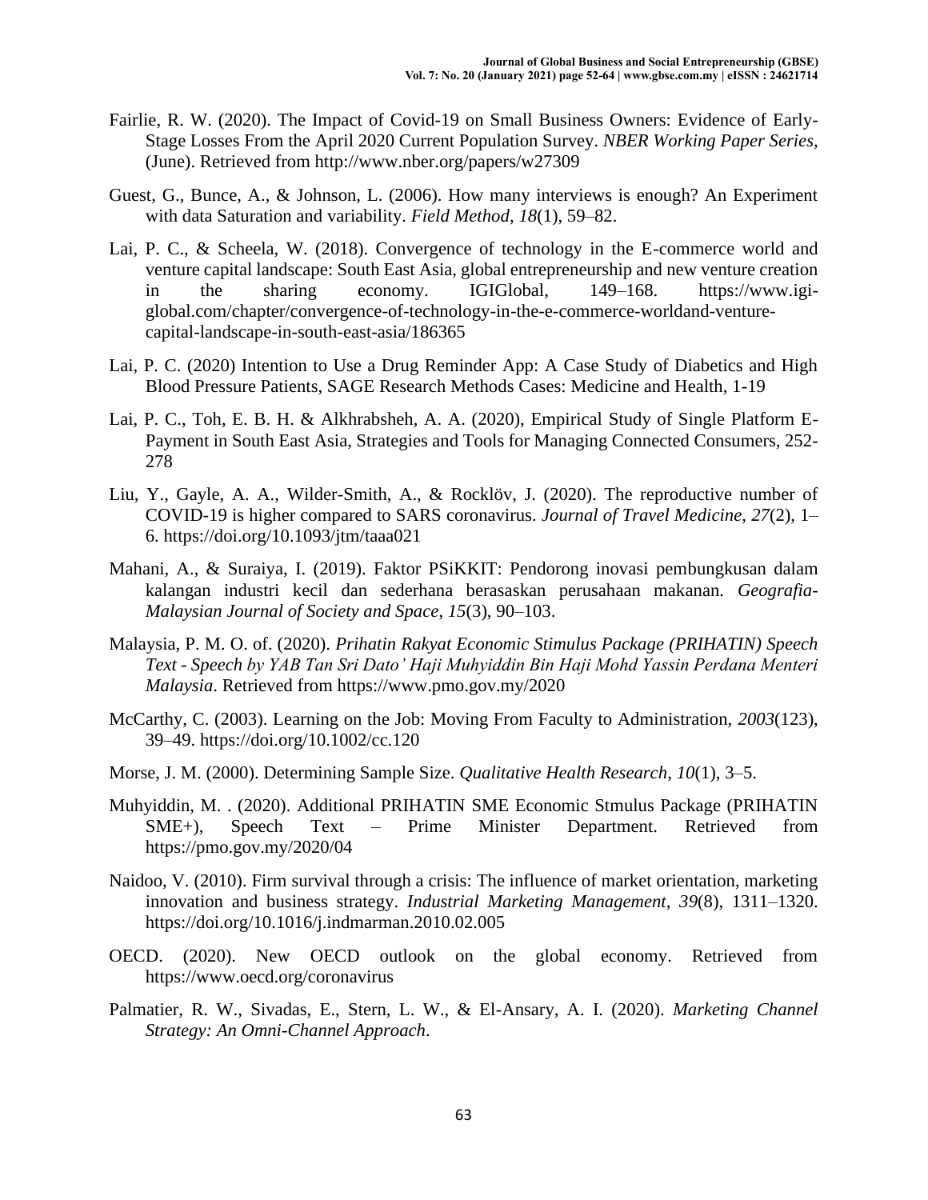Fairlie, R. W. (2020). The Impact of Covid-19 on Small Business Owners: Evidence of Early-Stage Losses From the April 2020 Current Population Survey. *NBER Working Paper Series*, (June). Retrieved from http://www.nber.org/papers/w27309

Guest, G., Bunce, A., & Johnson, L. (2006). How many interviews is enough? An Experiment with data Saturation and variability. *Field Method, 18*(1), 59–82.

Lai, P. C., & Scheela, W. (2018). Convergence of technology in the E-commerce world and venture capital landscape: South East Asia, global entrepreneurship and new venture creation in the sharing economy. IGIGlobal, 149–168. https://www.igi-global.com/chapter/convergence-of-technology-in-the-e-commerce-worldand-venture-capital-landscape-in-south-east-asia/186365

Lai, P. C. (2020) Intention to Use a Drug Reminder App: A Case Study of Diabetics and High Blood Pressure Patients, SAGE Research Methods Cases: Medicine and Health, 1-19

Lai, P. C., Toh, E. B. H. & Alkhrabsheh, A. A. (2020), Empirical Study of Single Platform E-Payment in South East Asia, Strategies and Tools for Managing Connected Consumers, 252-278

Liu, Y., Gayle, A. A., Wilder-Smith, A., & Rocklöv, J. (2020). The reproductive number of COVID-19 is higher compared to SARS coronavirus. *Journal of Travel Medicine*, *27*(2), 1–6. https://doi.org/10.1093/jtm/taaa021

Mahani, A., & Suraiya, I. (2019). Faktor PSiKKIT: Pendorong inovasi pembungkusan dalam kalangan industri kecil dan sederhana berasaskan perusahaan makanan. *Geografia-Malaysian Journal of Society and Space*, *15*(3), 90–103.

Malaysia, P. M. O. of. (2020). *Prihatin Rakyat Economic Stimulus Package (PRIHATIN) Speech Text - Speech by YAB Tan Sri Dato' Haji Muhyiddin Bin Haji Mohd Yassin Perdana Menteri Malaysia*. Retrieved from https://www.pmo.gov.my/2020

McCarthy, C. (2003). Learning on the Job: Moving From Faculty to Administration, *2003*(123), 39–49. https://doi.org/10.1002/cc.120

Morse, J. M. (2000). Determining Sample Size. *Qualitative Health Research*, *10*(1), 3–5.

Muhyiddin, M. . (2020). Additional PRIHATIN SME Economic Stmulus Package (PRIHATIN SME+), Speech Text – Prime Minister Department. Retrieved from https://pmo.gov.my/2020/04

Naidoo, V. (2010). Firm survival through a crisis: The influence of market orientation, marketing innovation and business strategy. *Industrial Marketing Management*, *39*(8), 1311–1320. https://doi.org/10.1016/j.indmarman.2010.02.005

OECD. (2020). New OECD outlook on the global economy. Retrieved from https://www.oecd.org/coronavirus

Palmatier, R. W., Sivadas, E., Stern, L. W., & El-Ansary, A. I. (2020). *Marketing Channel Strategy: An Omni-Channel Approach*.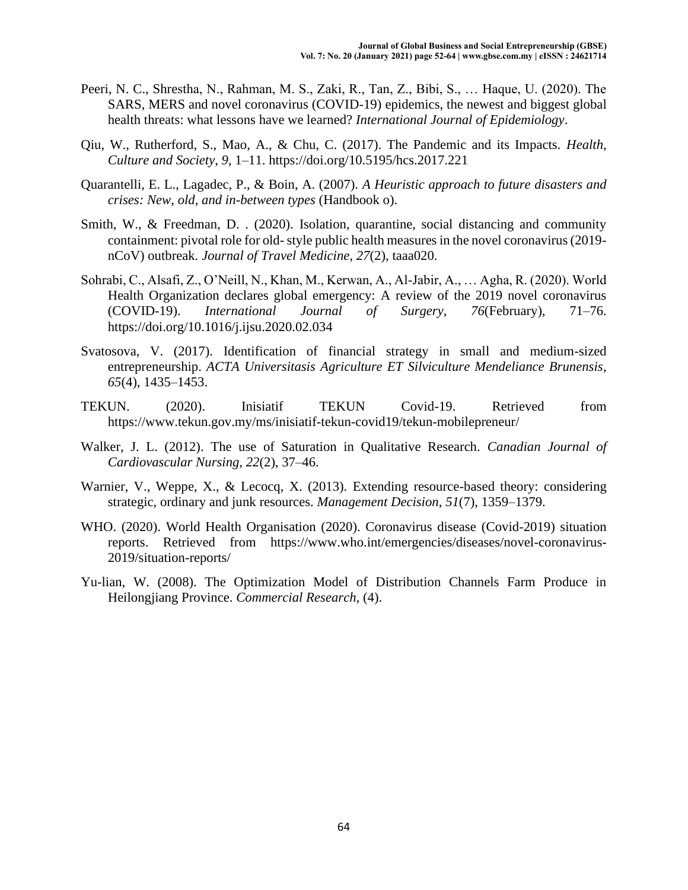Peeri, N. C., Shrestha, N., Rahman, M. S., Zaki, R., Tan, Z., Bibi, S., … Haque, U. (2020). The SARS, MERS and novel coronavirus (COVID-19) epidemics, the newest and biggest global health threats: what lessons have we learned? *International Journal of Epidemiology*.

Qiu, W., Rutherford, S., Mao, A., & Chu, C. (2017). The Pandemic and its Impacts. *Health, Culture and Society*, *9*, 1–11. https://doi.org/10.5195/hcs.2017.221

Quarantelli, E. L., Lagadec, P., & Boin, A. (2007). *A Heuristic approach to future disasters and crises: New, old, and in-between types* (Handbook o).

Smith, W., & Freedman, D. . (2020). Isolation, quarantine, social distancing and community containment: pivotal role for old- style public health measures in the novel coronavirus (2019-nCoV) outbreak. *Journal of Travel Medicine*, *27*(2), taaa020.

Sohrabi, C., Alsafi, Z., O'Neill, N., Khan, M., Kerwan, A., Al-Jabir, A., … Agha, R. (2020). World Health Organization declares global emergency: A review of the 2019 novel coronavirus (COVID-19). *International Journal of Surgery*, *76*(February), 71–76. https://doi.org/10.1016/j.ijsu.2020.02.034

Svatosova, V. (2017). Identification of financial strategy in small and medium-sized entrepreneurship. *ACTA Universitasis Agriculture ET Silviculture Mendeliance Brunensis*, *65*(4), 1435–1453.

TEKUN. (2020). Inisiatif TEKUN Covid-19. Retrieved from https://www.tekun.gov.my/ms/inisiatif-tekun-covid19/tekun-mobilepreneur/

Walker, J. L. (2012). The use of Saturation in Qualitative Research. *Canadian Journal of Cardiovascular Nursing*, *22*(2), 37–46.

Warnier, V., Weppe, X., & Lecocq, X. (2013). Extending resource-based theory: considering strategic, ordinary and junk resources. *Management Decision*, *51*(7), 1359–1379.

WHO. (2020). World Health Organisation (2020). Coronavirus disease (Covid-2019) situation reports. Retrieved from https://www.who.int/emergencies/diseases/novel-coronavirus-2019/situation-reports/

Yu-lian, W. (2008). The Optimization Model of Distribution Channels Farm Produce in Heilongjiang Province. *Commercial Research*, (4).